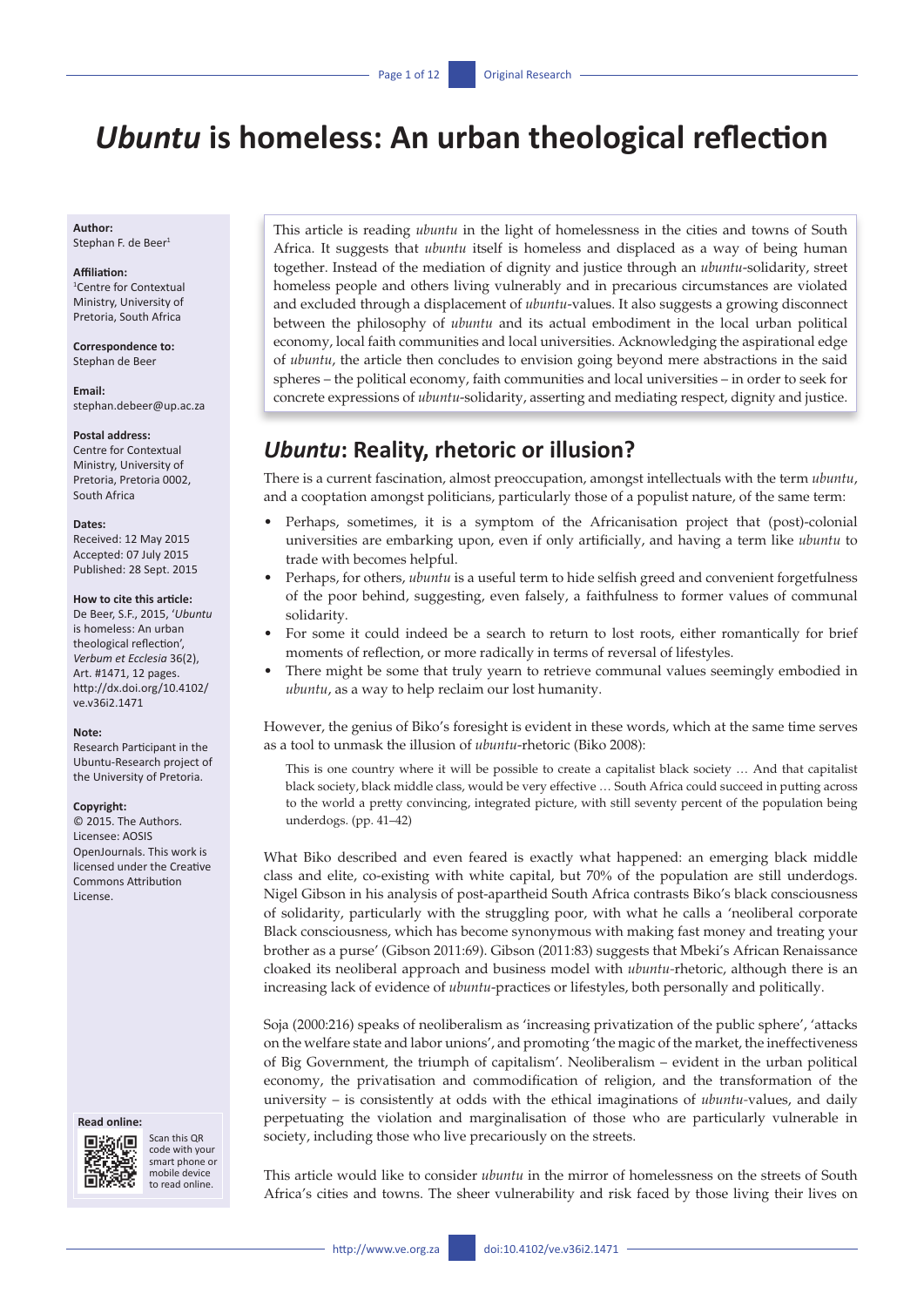# *Ubuntu* is homeless: An urban theological reflection

**Author:**
Stephan F. de Beer[1]

**Affiliation:**
[1]Centre for Contextual Ministry, University of Pretoria, South Africa

**Correspondence to:**
Stephan de Beer

**Email:**
stephan.debeer@up.ac.za

**Postal address:**
Centre for Contextual Ministry, University of Pretoria, Pretoria 0002, South Africa

**Dates:**
Received: 12 May 2015
Accepted: 07 July 2015
Published: 28 Sept. 2015

**How to cite this article:**
De Beer, S.F., 2015, '*Ubuntu* is homeless: An urban theological reflection', *Verbum et Ecclesia* 36(2), Art. #1471, 12 pages. http://dx.doi.org/10.4102/ve.v36i2.1471

**Note:**
Research Participant in the Ubuntu-Research project of the University of Pretoria.

**Copyright:**
© 2015. The Authors. Licensee: AOSIS OpenJournals. This work is licensed under the Creative Commons Attribution License.

**Read online:**
Scan this QR code with your smart phone or mobile device to read online.

This article is reading *ubuntu* in the light of homelessness in the cities and towns of South Africa. It suggests that *ubuntu* itself is homeless and displaced as a way of being human together. Instead of the mediation of dignity and justice through an *ubuntu*-solidarity, street homeless people and others living vulnerably and in precarious circumstances are violated and excluded through a displacement of *ubuntu*-values. It also suggests a growing disconnect between the philosophy of *ubuntu* and its actual embodiment in the local urban political economy, local faith communities and local universities. Acknowledging the aspirational edge of *ubuntu*, the article then concludes to envision going beyond mere abstractions in the said spheres – the political economy, faith communities and local universities – in order to seek for concrete expressions of *ubuntu*-solidarity, asserting and mediating respect, dignity and justice.

## *Ubuntu*: Reality, rhetoric or illusion?

There is a current fascination, almost preoccupation, amongst intellectuals with the term *ubuntu*, and a cooptation amongst politicians, particularly those of a populist nature, of the same term:

- Perhaps, sometimes, it is a symptom of the Africanisation project that (post)-colonial universities are embarking upon, even if only artificially, and having a term like *ubuntu* to trade with becomes helpful.
- Perhaps, for others, *ubuntu* is a useful term to hide selfish greed and convenient forgetfulness of the poor behind, suggesting, even falsely, a faithfulness to former values of communal solidarity.
- For some it could indeed be a search to return to lost roots, either romantically for brief moments of reflection, or more radically in terms of reversal of lifestyles.
- There might be some that truly yearn to retrieve communal values seemingly embodied in *ubuntu*, as a way to help reclaim our lost humanity.

However, the genius of Biko's foresight is evident in these words, which at the same time serves as a tool to unmask the illusion of *ubuntu*-rhetoric (Biko 2008):

> This is one country where it will be possible to create a capitalist black society … And that capitalist black society, black middle class, would be very effective … South Africa could succeed in putting across to the world a pretty convincing, integrated picture, with still seventy percent of the population being underdogs. (pp. 41–42)

What Biko described and even feared is exactly what happened: an emerging black middle class and elite, co-existing with white capital, but 70% of the population are still underdogs. Nigel Gibson in his analysis of post-apartheid South Africa contrasts Biko's black consciousness of solidarity, particularly with the struggling poor, with what he calls a 'neoliberal corporate Black consciousness, which has become synonymous with making fast money and treating your brother as a purse' (Gibson 2011:69). Gibson (2011:83) suggests that Mbeki's African Renaissance cloaked its neoliberal approach and business model with *ubuntu*-rhetoric, although there is an increasing lack of evidence of *ubuntu*-practices or lifestyles, both personally and politically.

Soja (2000:216) speaks of neoliberalism as 'increasing privatization of the public sphere', 'attacks on the welfare state and labor unions', and promoting 'the magic of the market, the ineffectiveness of Big Government, the triumph of capitalism'. Neoliberalism – evident in the urban political economy, the privatisation and commodification of religion, and the transformation of the university – is consistently at odds with the ethical imaginations of *ubuntu*-values, and daily perpetuating the violation and marginalisation of those who are particularly vulnerable in society, including those who live precariously on the streets.

This article would like to consider *ubuntu* in the mirror of homelessness on the streets of South Africa's cities and towns. The sheer vulnerability and risk faced by those living their lives on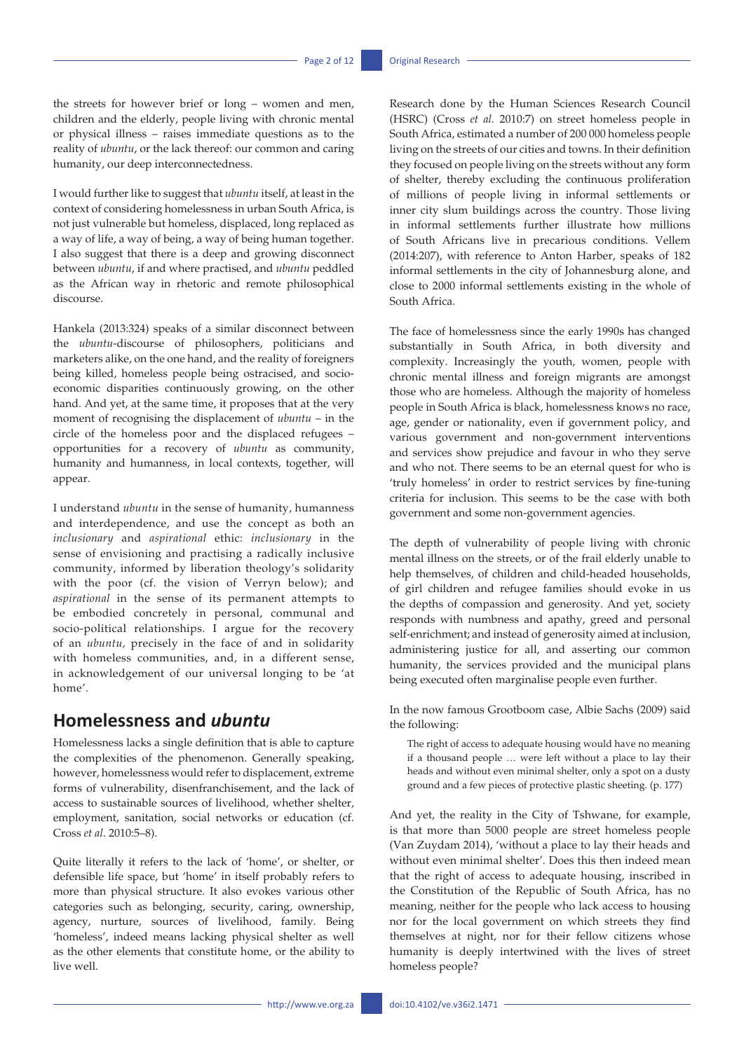the streets for however brief or long – women and men, children and the elderly, people living with chronic mental or physical illness – raises immediate questions as to the reality of *ubuntu*, or the lack thereof: our common and caring humanity, our deep interconnectedness.

I would further like to suggest that *ubuntu* itself, at least in the context of considering homelessness in urban South Africa, is not just vulnerable but homeless, displaced, long replaced as a way of life, a way of being, a way of being human together. I also suggest that there is a deep and growing disconnect between *ubuntu*, if and where practised, and *ubuntu* peddled as the African way in rhetoric and remote philosophical discourse.

Hankela (2013:324) speaks of a similar disconnect between the *ubuntu*-discourse of philosophers, politicians and marketers alike, on the one hand, and the reality of foreigners being killed, homeless people being ostracised, and socio-economic disparities continuously growing, on the other hand. And yet, at the same time, it proposes that at the very moment of recognising the displacement of *ubuntu* – in the circle of the homeless poor and the displaced refugees – opportunities for a recovery of *ubuntu* as community, humanity and humanness, in local contexts, together, will appear.

I understand *ubuntu* in the sense of humanity, humanness and interdependence, and use the concept as both an *inclusionary* and *aspirational* ethic: *inclusionary* in the sense of envisioning and practising a radically inclusive community, informed by liberation theology's solidarity with the poor (cf. the vision of Verryn below); and *aspirational* in the sense of its permanent attempts to be embodied concretely in personal, communal and socio-political relationships. I argue for the recovery of an *ubuntu,* precisely in the face of and in solidarity with homeless communities, and, in a different sense, in acknowledgement of our universal longing to be 'at home'.

## Homelessness and *ubuntu*

Homelessness lacks a single definition that is able to capture the complexities of the phenomenon. Generally speaking, however, homelessness would refer to displacement, extreme forms of vulnerability, disenfranchisement, and the lack of access to sustainable sources of livelihood, whether shelter, employment, sanitation, social networks or education (cf. Cross *et al.* 2010:5–8).

Quite literally it refers to the lack of 'home', or shelter, or defensible life space, but 'home' in itself probably refers to more than physical structure. It also evokes various other categories such as belonging, security, caring, ownership, agency, nurture, sources of livelihood, family. Being 'homeless', indeed means lacking physical shelter as well as the other elements that constitute home, or the ability to live well.

Research done by the Human Sciences Research Council (HSRC) (Cross *et al.* 2010:7) on street homeless people in South Africa, estimated a number of 200 000 homeless people living on the streets of our cities and towns. In their definition they focused on people living on the streets without any form of shelter, thereby excluding the continuous proliferation of millions of people living in informal settlements or inner city slum buildings across the country. Those living in informal settlements further illustrate how millions of South Africans live in precarious conditions. Vellem (2014:207), with reference to Anton Harber, speaks of 182 informal settlements in the city of Johannesburg alone, and close to 2000 informal settlements existing in the whole of South Africa.

The face of homelessness since the early 1990s has changed substantially in South Africa, in both diversity and complexity. Increasingly the youth, women, people with chronic mental illness and foreign migrants are amongst those who are homeless. Although the majority of homeless people in South Africa is black, homelessness knows no race, age, gender or nationality, even if government policy, and various government and non-government interventions and services show prejudice and favour in who they serve and who not. There seems to be an eternal quest for who is 'truly homeless' in order to restrict services by fine-tuning criteria for inclusion. This seems to be the case with both government and some non-government agencies.

The depth of vulnerability of people living with chronic mental illness on the streets, or of the frail elderly unable to help themselves, of children and child-headed households, of girl children and refugee families should evoke in us the depths of compassion and generosity. And yet, society responds with numbness and apathy, greed and personal self-enrichment; and instead of generosity aimed at inclusion, administering justice for all, and asserting our common humanity, the services provided and the municipal plans being executed often marginalise people even further.

In the now famous Grootboom case, Albie Sachs (2009) said the following:

> The right of access to adequate housing would have no meaning if a thousand people … were left without a place to lay their heads and without even minimal shelter, only a spot on a dusty ground and a few pieces of protective plastic sheeting. (p. 177)

And yet, the reality in the City of Tshwane, for example, is that more than 5000 people are street homeless people (Van Zuydam 2014), 'without a place to lay their heads and without even minimal shelter'. Does this then indeed mean that the right of access to adequate housing, inscribed in the Constitution of the Republic of South Africa, has no meaning, neither for the people who lack access to housing nor for the local government on which streets they find themselves at night, nor for their fellow citizens whose humanity is deeply intertwined with the lives of street homeless people?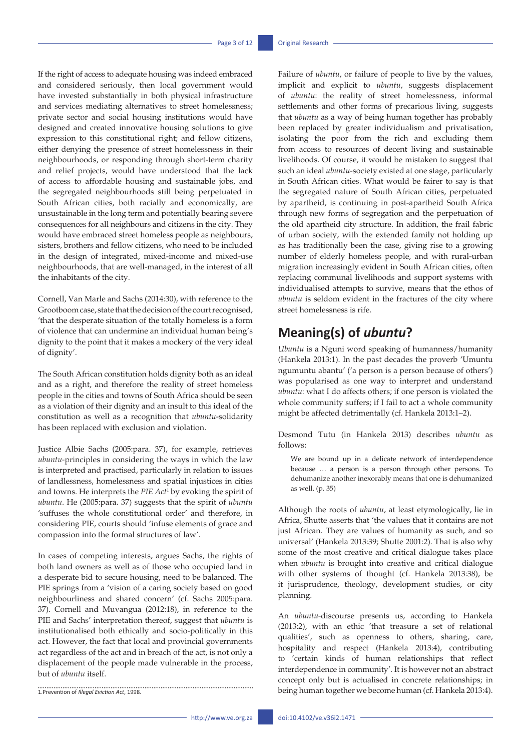If the right of access to adequate housing was indeed embraced and considered seriously, then local government would have invested substantially in both physical infrastructure and services mediating alternatives to street homelessness; private sector and social housing institutions would have designed and created innovative housing solutions to give expression to this constitutional right; and fellow citizens, either denying the presence of street homelessness in their neighbourhoods, or responding through short-term charity and relief projects, would have understood that the lack of access to affordable housing and sustainable jobs, and the segregated neighbourhoods still being perpetuated in South African cities, both racially and economically, are unsustainable in the long term and potentially bearing severe consequences for all neighbours and citizens in the city. They would have embraced street homeless people as neighbours, sisters, brothers and fellow citizens, who need to be included in the design of integrated, mixed-income and mixed-use neighbourhoods, that are well-managed, in the interest of all the inhabitants of the city.

Cornell, Van Marle and Sachs (2014:30), with reference to the Grootboom case, state that the decision of the court recognised, 'that the desperate situation of the totally homeless is a form of violence that can undermine an individual human being's dignity to the point that it makes a mockery of the very ideal of dignity'.

The South African constitution holds dignity both as an ideal and as a right, and therefore the reality of street homeless people in the cities and towns of South Africa should be seen as a violation of their dignity and an insult to this ideal of the constitution as well as a recognition that *ubuntu*-solidarity has been replaced with exclusion and violation.

Justice Albie Sachs (2005:para. 37), for example, retrieves *ubuntu*-principles in considering the ways in which the law is interpreted and practised, particularly in relation to issues of landlessness, homelessness and spatial injustices in cities and towns. He interprets the *PIE Act*[1] by evoking the spirit of *ubuntu*. He (2005:para. 37) suggests that the spirit of *ubuntu* 'suffuses the whole constitutional order' and therefore, in considering PIE, courts should 'infuse elements of grace and compassion into the formal structures of law'.

In cases of competing interests, argues Sachs, the rights of both land owners as well as of those who occupied land in a desperate bid to secure housing, need to be balanced. The PIE springs from a 'vision of a caring society based on good neighbourliness and shared concern' (cf. Sachs 2005:para. 37). Cornell and Muvangua (2012:18), in reference to the PIE and Sachs' interpretation thereof, suggest that *ubuntu* is institutionalised both ethically and socio-politically in this act. However, the fact that local and provincial governments act regardless of the act and in breach of the act, is not only a displacement of the people made vulnerable in the process, but of *ubuntu* itself.

1. Prevention of *Illegal Eviction Act*, 1998.

Failure of *ubuntu*, or failure of people to live by the values, implicit and explicit to *ubuntu*, suggests displacement of *ubuntu*: the reality of street homelessness, informal settlements and other forms of precarious living, suggests that *ubuntu* as a way of being human together has probably been replaced by greater individualism and privatisation, isolating the poor from the rich and excluding them from access to resources of decent living and sustainable livelihoods. Of course, it would be mistaken to suggest that such an ideal *ubuntu*-society existed at one stage, particularly in South African cities. What would be fairer to say is that the segregated nature of South African cities, perpetuated by apartheid, is continuing in post-apartheid South Africa through new forms of segregation and the perpetuation of the old apartheid city structure. In addition, the frail fabric of urban society, with the extended family not holding up as has traditionally been the case, giving rise to a growing number of elderly homeless people, and with rural-urban migration increasingly evident in South African cities, often replacing communal livelihoods and support systems with individualised attempts to survive, means that the ethos of *ubuntu* is seldom evident in the fractures of the city where street homelessness is rife.

## Meaning(s) of *ubuntu*?

*Ubuntu* is a Nguni word speaking of humanness/humanity (Hankela 2013:1). In the past decades the proverb 'Umuntu ngumuntu abantu' ('a person is a person because of others') was popularised as one way to interpret and understand *ubuntu*: what I do affects others; if one person is violated the whole community suffers; if I fail to act a whole community might be affected detrimentally (cf. Hankela 2013:1–2).

Desmond Tutu (in Hankela 2013) describes *ubuntu* as follows:

> We are bound up in a delicate network of interdependence because … a person is a person through other persons. To dehumanize another inexorably means that one is dehumanized as well. (p. 35)

Although the roots of *ubuntu*, at least etymologically, lie in Africa, Shutte asserts that 'the values that it contains are not just African. They are values of humanity as such, and so universal' (Hankela 2013:39; Shutte 2001:2). That is also why some of the most creative and critical dialogue takes place when *ubuntu* is brought into creative and critical dialogue with other systems of thought (cf. Hankela 2013:38), be it jurisprudence, theology, development studies, or city planning.

An *ubuntu*-discourse presents us, according to Hankela (2013:2), with an ethic 'that treasure a set of relational qualities', such as openness to others, sharing, care, hospitality and respect (Hankela 2013:4), contributing to 'certain kinds of human relationships that reflect interdependence in community'. It is however not an abstract concept only but is actualised in concrete relationships; in being human together we become human (cf. Hankela 2013:4).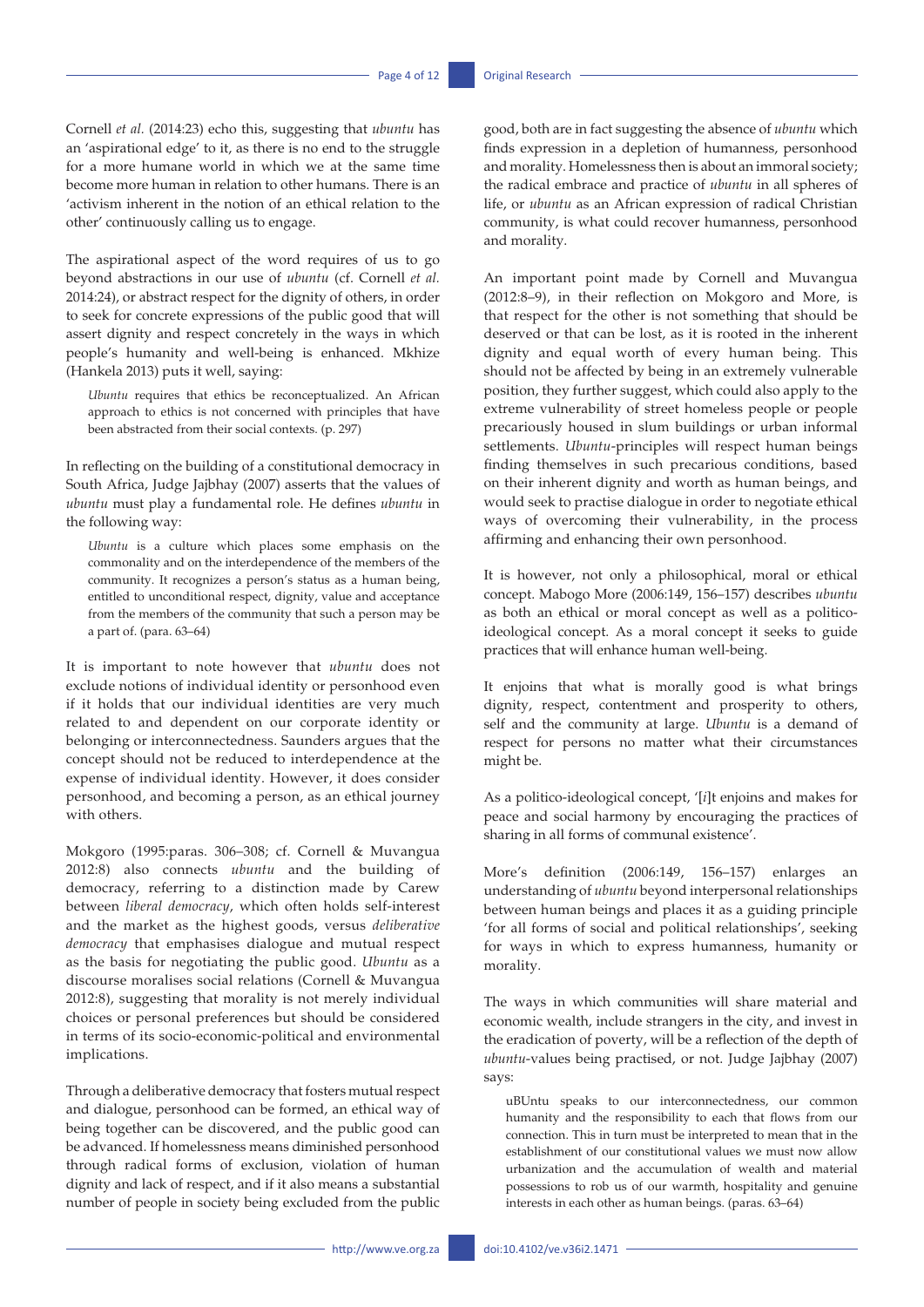Cornell *et al.* (2014:23) echo this, suggesting that *ubuntu* has an 'aspirational edge' to it, as there is no end to the struggle for a more humane world in which we at the same time become more human in relation to other humans. There is an 'activism inherent in the notion of an ethical relation to the other' continuously calling us to engage.

The aspirational aspect of the word requires of us to go beyond abstractions in our use of *ubuntu* (cf. Cornell *et al.* 2014:24), or abstract respect for the dignity of others, in order to seek for concrete expressions of the public good that will assert dignity and respect concretely in the ways in which people's humanity and well-being is enhanced. Mkhize (Hankela 2013) puts it well, saying:

> *Ubuntu* requires that ethics be reconceptualized. An African approach to ethics is not concerned with principles that have been abstracted from their social contexts. (p. 297)

In reflecting on the building of a constitutional democracy in South Africa, Judge Jajbhay (2007) asserts that the values of *ubuntu* must play a fundamental role. He defines *ubuntu* in the following way:

> *Ubuntu* is a culture which places some emphasis on the commonality and on the interdependence of the members of the community. It recognizes a person's status as a human being, entitled to unconditional respect, dignity, value and acceptance from the members of the community that such a person may be a part of. (para. 63–64)

It is important to note however that *ubuntu* does not exclude notions of individual identity or personhood even if it holds that our individual identities are very much related to and dependent on our corporate identity or belonging or interconnectedness. Saunders argues that the concept should not be reduced to interdependence at the expense of individual identity. However, it does consider personhood, and becoming a person, as an ethical journey with others.

Mokgoro (1995:paras. 306–308; cf. Cornell & Muvangua 2012:8) also connects *ubuntu* and the building of democracy, referring to a distinction made by Carew between *liberal democracy*, which often holds self-interest and the market as the highest goods, versus *deliberative democracy* that emphasises dialogue and mutual respect as the basis for negotiating the public good. *Ubuntu* as a discourse moralises social relations (Cornell & Muvangua 2012:8), suggesting that morality is not merely individual choices or personal preferences but should be considered in terms of its socio-economic-political and environmental implications.

Through a deliberative democracy that fosters mutual respect and dialogue, personhood can be formed, an ethical way of being together can be discovered, and the public good can be advanced. If homelessness means diminished personhood through radical forms of exclusion, violation of human dignity and lack of respect, and if it also means a substantial number of people in society being excluded from the public good, both are in fact suggesting the absence of *ubuntu* which finds expression in a depletion of humanness, personhood and morality. Homelessness then is about an immoral society; the radical embrace and practice of *ubuntu* in all spheres of life, or *ubuntu* as an African expression of radical Christian community, is what could recover humanness, personhood and morality.

An important point made by Cornell and Muvangua (2012:8–9), in their reflection on Mokgoro and More, is that respect for the other is not something that should be deserved or that can be lost, as it is rooted in the inherent dignity and equal worth of every human being. This should not be affected by being in an extremely vulnerable position, they further suggest, which could also apply to the extreme vulnerability of street homeless people or people precariously housed in slum buildings or urban informal settlements. *Ubuntu*-principles will respect human beings finding themselves in such precarious conditions, based on their inherent dignity and worth as human beings, and would seek to practise dialogue in order to negotiate ethical ways of overcoming their vulnerability, in the process affirming and enhancing their own personhood.

It is however, not only a philosophical, moral or ethical concept. Mabogo More (2006:149, 156–157) describes *ubuntu* as both an ethical or moral concept as well as a politico-ideological concept. As a moral concept it seeks to guide practices that will enhance human well-being.

It enjoins that what is morally good is what brings dignity, respect, contentment and prosperity to others, self and the community at large. *Ubuntu* is a demand of respect for persons no matter what their circumstances might be.

As a politico-ideological concept, '[*i*]t enjoins and makes for peace and social harmony by encouraging the practices of sharing in all forms of communal existence'.

More's definition (2006:149, 156–157) enlarges an understanding of *ubuntu* beyond interpersonal relationships between human beings and places it as a guiding principle 'for all forms of social and political relationships', seeking for ways in which to express humanness, humanity or morality.

The ways in which communities will share material and economic wealth, include strangers in the city, and invest in the eradication of poverty, will be a reflection of the depth of *ubuntu*-values being practised, or not. Judge Jajbhay (2007) says:

> uBUntu speaks to our interconnectedness, our common humanity and the responsibility to each that flows from our connection. This in turn must be interpreted to mean that in the establishment of our constitutional values we must now allow urbanization and the accumulation of wealth and material possessions to rob us of our warmth, hospitality and genuine interests in each other as human beings. (paras. 63–64)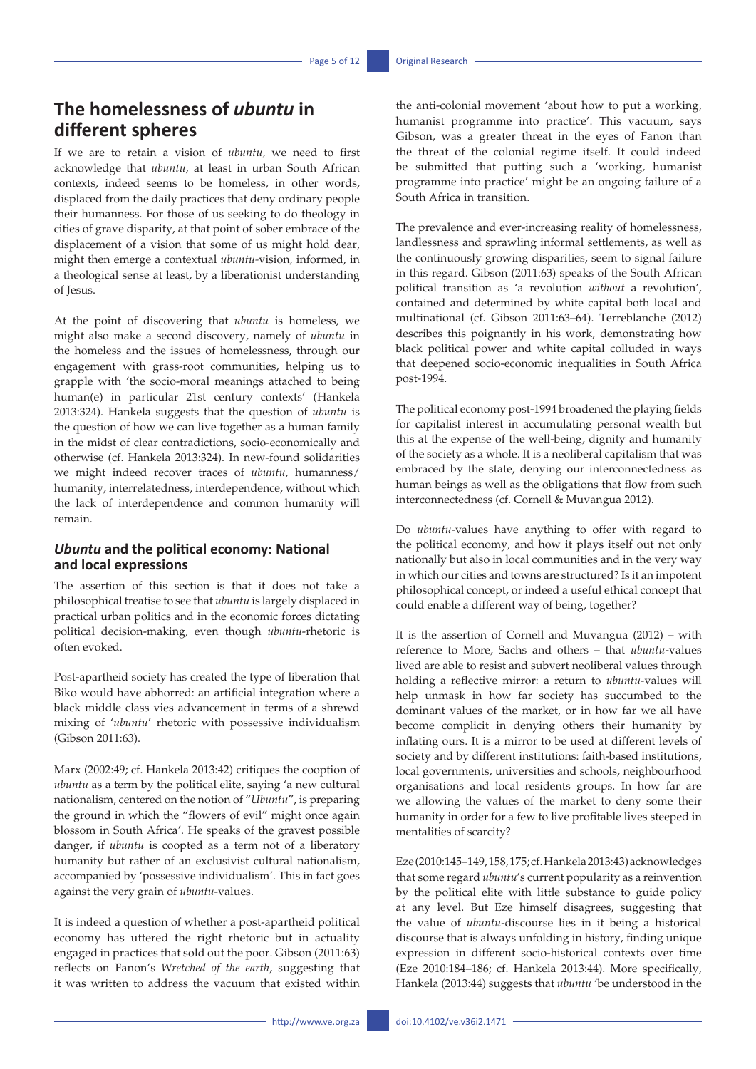## The homelessness of *ubuntu* in different spheres

If we are to retain a vision of *ubuntu*, we need to first acknowledge that *ubuntu,* at least in urban South African contexts, indeed seems to be homeless, in other words, displaced from the daily practices that deny ordinary people their humanness. For those of us seeking to do theology in cities of grave disparity, at that point of sober embrace of the displacement of a vision that some of us might hold dear, might then emerge a contextual *ubuntu*-vision, informed, in a theological sense at least, by a liberationist understanding of Jesus.

At the point of discovering that *ubuntu* is homeless, we might also make a second discovery, namely of *ubuntu* in the homeless and the issues of homelessness, through our engagement with grass-root communities, helping us to grapple with 'the socio-moral meanings attached to being human(e) in particular 21st century contexts' (Hankela 2013:324). Hankela suggests that the question of *ubuntu* is the question of how we can live together as a human family in the midst of clear contradictions, socio-economically and otherwise (cf. Hankela 2013:324). In new-found solidarities we might indeed recover traces of *ubuntu,* humanness/humanity, interrelatedness, interdependence, without which the lack of interdependence and common humanity will remain.

### *Ubuntu* and the political economy: National and local expressions

The assertion of this section is that it does not take a philosophical treatise to see that *ubuntu* is largely displaced in practical urban politics and in the economic forces dictating political decision-making, even though *ubuntu*-rhetoric is often evoked.

Post-apartheid society has created the type of liberation that Biko would have abhorred: an artificial integration where a black middle class vies advancement in terms of a shrewd mixing of '*ubuntu*' rhetoric with possessive individualism (Gibson 2011:63).

Marx (2002:49; cf. Hankela 2013:42) critiques the cooption of *ubuntu* as a term by the political elite, saying 'a new cultural nationalism, centered on the notion of "*Ubuntu*", is preparing the ground in which the "flowers of evil" might once again blossom in South Africa'. He speaks of the gravest possible danger, if *ubuntu* is coopted as a term not of a liberatory humanity but rather of an exclusivist cultural nationalism, accompanied by 'possessive individualism'. This in fact goes against the very grain of *ubuntu*-values.

It is indeed a question of whether a post-apartheid political economy has uttered the right rhetoric but in actuality engaged in practices that sold out the poor. Gibson (2011:63) reflects on Fanon's *Wretched of the earth*, suggesting that it was written to address the vacuum that existed within the anti-colonial movement 'about how to put a working, humanist programme into practice'. This vacuum, says Gibson, was a greater threat in the eyes of Fanon than the threat of the colonial regime itself. It could indeed be submitted that putting such a 'working, humanist programme into practice' might be an ongoing failure of a South Africa in transition.

The prevalence and ever-increasing reality of homelessness, landlessness and sprawling informal settlements, as well as the continuously growing disparities, seem to signal failure in this regard. Gibson (2011:63) speaks of the South African political transition as 'a revolution *without* a revolution', contained and determined by white capital both local and multinational (cf. Gibson 2011:63–64). Terreblanche (2012) describes this poignantly in his work, demonstrating how black political power and white capital colluded in ways that deepened socio-economic inequalities in South Africa post-1994.

The political economy post-1994 broadened the playing fields for capitalist interest in accumulating personal wealth but this at the expense of the well-being, dignity and humanity of the society as a whole. It is a neoliberal capitalism that was embraced by the state, denying our interconnectedness as human beings as well as the obligations that flow from such interconnectedness (cf. Cornell & Muvangua 2012).

Do *ubuntu*-values have anything to offer with regard to the political economy, and how it plays itself out not only nationally but also in local communities and in the very way in which our cities and towns are structured? Is it an impotent philosophical concept, or indeed a useful ethical concept that could enable a different way of being, together?

It is the assertion of Cornell and Muvangua (2012) – with reference to More, Sachs and others – that *ubuntu*-values lived are able to resist and subvert neoliberal values through holding a reflective mirror: a return to *ubuntu*-values will help unmask in how far society has succumbed to the dominant values of the market, or in how far we all have become complicit in denying others their humanity by inflating ours. It is a mirror to be used at different levels of society and by different institutions: faith-based institutions, local governments, universities and schools, neighbourhood organisations and local residents groups. In how far are we allowing the values of the market to deny some their humanity in order for a few to live profitable lives steeped in mentalities of scarcity?

Eze (2010:145–149, 158, 175; cf. Hankela 2013:43) acknowledges that some regard *ubuntu*'s current popularity as a reinvention by the political elite with little substance to guide policy at any level. But Eze himself disagrees, suggesting that the value of *ubuntu*-discourse lies in it being a historical discourse that is always unfolding in history, finding unique expression in different socio-historical contexts over time (Eze 2010:184–186; cf. Hankela 2013:44). More specifically, Hankela (2013:44) suggests that *ubuntu* 'be understood in the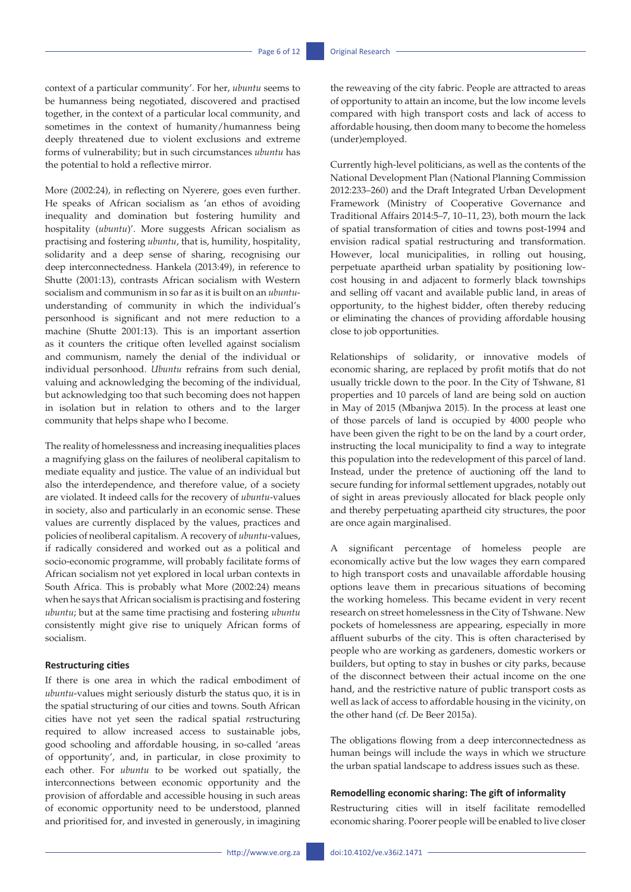context of a particular community'. For her, *ubuntu* seems to be humanness being negotiated, discovered and practised together, in the context of a particular local community, and sometimes in the context of humanity/humanness being deeply threatened due to violent exclusions and extreme forms of vulnerability; but in such circumstances *ubuntu* has the potential to hold a reflective mirror.

More (2002:24), in reflecting on Nyerere, goes even further. He speaks of African socialism as 'an ethos of avoiding inequality and domination but fostering humility and hospitality (*ubuntu*)'. More suggests African socialism as practising and fostering *ubuntu*, that is, humility, hospitality, solidarity and a deep sense of sharing, recognising our deep interconnectedness. Hankela (2013:49), in reference to Shutte (2001:13), contrasts African socialism with Western socialism and communism in so far as it is built on an *ubuntu*-understanding of community in which the individual's personhood is significant and not mere reduction to a machine (Shutte 2001:13). This is an important assertion as it counters the critique often levelled against socialism and communism, namely the denial of the individual or individual personhood. *Ubuntu* refrains from such denial, valuing and acknowledging the becoming of the individual, but acknowledging too that such becoming does not happen in isolation but in relation to others and to the larger community that helps shape who I become.

The reality of homelessness and increasing inequalities places a magnifying glass on the failures of neoliberal capitalism to mediate equality and justice. The value of an individual but also the interdependence, and therefore value, of a society are violated. It indeed calls for the recovery of *ubuntu*-values in society, also and particularly in an economic sense. These values are currently displaced by the values, practices and policies of neoliberal capitalism. A recovery of *ubuntu*-values, if radically considered and worked out as a political and socio-economic programme, will probably facilitate forms of African socialism not yet explored in local urban contexts in South Africa. This is probably what More (2002:24) means when he says that African socialism is practising and fostering *ubuntu*; but at the same time practising and fostering *ubuntu* consistently might give rise to uniquely African forms of socialism.

#### Restructuring cities

If there is one area in which the radical embodiment of *ubuntu*-values might seriously disturb the status quo, it is in the spatial structuring of our cities and towns. South African cities have not yet seen the radical spatial *re*structuring required to allow increased access to sustainable jobs, good schooling and affordable housing, in so-called 'areas of opportunity', and, in particular, in close proximity to each other. For *ubuntu* to be worked out spatially, the interconnections between economic opportunity and the provision of affordable and accessible housing in such areas of economic opportunity need to be understood, planned and prioritised for, and invested in generously, in imagining the reweaving of the city fabric. People are attracted to areas of opportunity to attain an income, but the low income levels compared with high transport costs and lack of access to affordable housing, then doom many to become the homeless (under)employed.

Currently high-level politicians, as well as the contents of the National Development Plan (National Planning Commission 2012:233–260) and the Draft Integrated Urban Development Framework (Ministry of Cooperative Governance and Traditional Affairs 2014:5–7, 10–11, 23), both mourn the lack of spatial transformation of cities and towns post-1994 and envision radical spatial restructuring and transformation. However, local municipalities, in rolling out housing, perpetuate apartheid urban spatiality by positioning low-cost housing in and adjacent to formerly black townships and selling off vacant and available public land, in areas of opportunity, to the highest bidder, often thereby reducing or eliminating the chances of providing affordable housing close to job opportunities.

Relationships of solidarity, or innovative models of economic sharing, are replaced by profit motifs that do not usually trickle down to the poor. In the City of Tshwane, 81 properties and 10 parcels of land are being sold on auction in May of 2015 (Mbanjwa 2015). In the process at least one of those parcels of land is occupied by 4000 people who have been given the right to be on the land by a court order, instructing the local municipality to find a way to integrate this population into the redevelopment of this parcel of land. Instead, under the pretence of auctioning off the land to secure funding for informal settlement upgrades, notably out of sight in areas previously allocated for black people only and thereby perpetuating apartheid city structures, the poor are once again marginalised.

A significant percentage of homeless people are economically active but the low wages they earn compared to high transport costs and unavailable affordable housing options leave them in precarious situations of becoming the working homeless. This became evident in very recent research on street homelessness in the City of Tshwane. New pockets of homelessness are appearing, especially in more affluent suburbs of the city. This is often characterised by people who are working as gardeners, domestic workers or builders, but opting to stay in bushes or city parks, because of the disconnect between their actual income on the one hand, and the restrictive nature of public transport costs as well as lack of access to affordable housing in the vicinity, on the other hand (cf. De Beer 2015a).

The obligations flowing from a deep interconnectedness as human beings will include the ways in which we structure the urban spatial landscape to address issues such as these.

#### Remodelling economic sharing: The gift of informality

Restructuring cities will in itself facilitate remodelled economic sharing. Poorer people will be enabled to live closer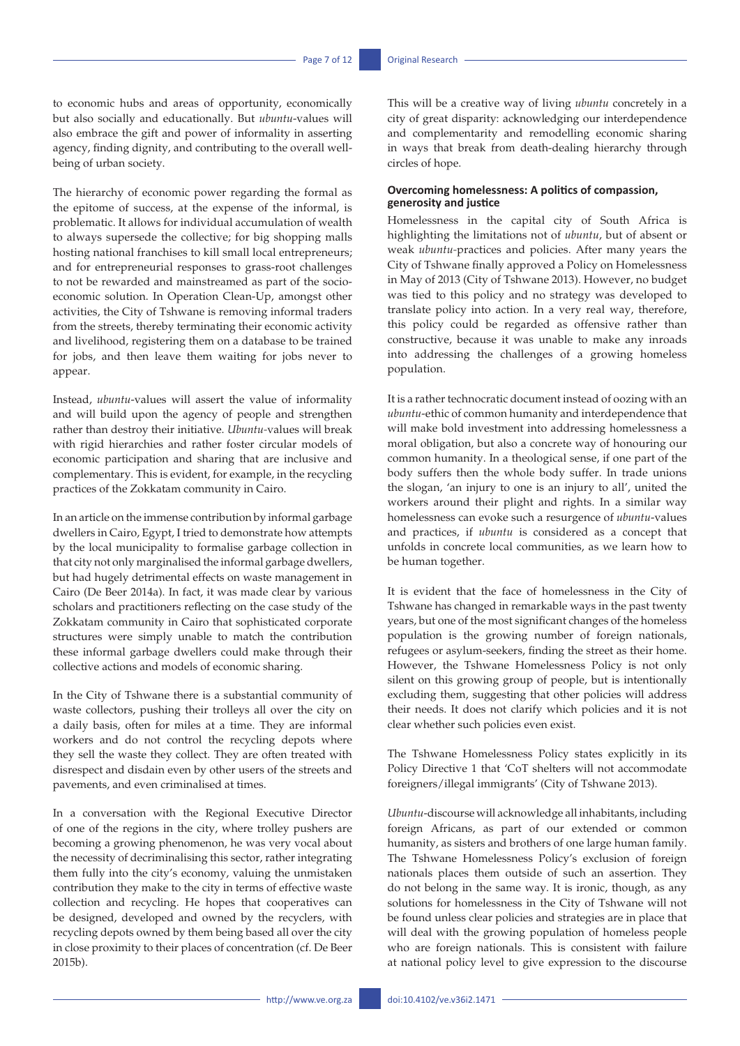to economic hubs and areas of opportunity, economically but also socially and educationally. But *ubuntu*-values will also embrace the gift and power of informality in asserting agency, finding dignity, and contributing to the overall well-being of urban society.

The hierarchy of economic power regarding the formal as the epitome of success, at the expense of the informal, is problematic. It allows for individual accumulation of wealth to always supersede the collective; for big shopping malls hosting national franchises to kill small local entrepreneurs; and for entrepreneurial responses to grass-root challenges to not be rewarded and mainstreamed as part of the socio-economic solution. In Operation Clean-Up, amongst other activities, the City of Tshwane is removing informal traders from the streets, thereby terminating their economic activity and livelihood, registering them on a database to be trained for jobs, and then leave them waiting for jobs never to appear.

Instead, *ubuntu*-values will assert the value of informality and will build upon the agency of people and strengthen rather than destroy their initiative. *Ubuntu*-values will break with rigid hierarchies and rather foster circular models of economic participation and sharing that are inclusive and complementary. This is evident, for example, in the recycling practices of the Zokkatam community in Cairo.

In an article on the immense contribution by informal garbage dwellers in Cairo, Egypt, I tried to demonstrate how attempts by the local municipality to formalise garbage collection in that city not only marginalised the informal garbage dwellers, but had hugely detrimental effects on waste management in Cairo (De Beer 2014a). In fact, it was made clear by various scholars and practitioners reflecting on the case study of the Zokkatam community in Cairo that sophisticated corporate structures were simply unable to match the contribution these informal garbage dwellers could make through their collective actions and models of economic sharing.

In the City of Tshwane there is a substantial community of waste collectors, pushing their trolleys all over the city on a daily basis, often for miles at a time. They are informal workers and do not control the recycling depots where they sell the waste they collect. They are often treated with disrespect and disdain even by other users of the streets and pavements, and even criminalised at times.

In a conversation with the Regional Executive Director of one of the regions in the city, where trolley pushers are becoming a growing phenomenon, he was very vocal about the necessity of decriminalising this sector, rather integrating them fully into the city's economy, valuing the unmistaken contribution they make to the city in terms of effective waste collection and recycling. He hopes that cooperatives can be designed, developed and owned by the recyclers, with recycling depots owned by them being based all over the city in close proximity to their places of concentration (cf. De Beer 2015b).

This will be a creative way of living *ubuntu* concretely in a city of great disparity: acknowledging our interdependence and complementarity and remodelling economic sharing in ways that break from death-dealing hierarchy through circles of hope.

### Overcoming homelessness: A politics of compassion, generosity and justice

Homelessness in the capital city of South Africa is highlighting the limitations not of *ubuntu*, but of absent or weak *ubuntu*-practices and policies. After many years the City of Tshwane finally approved a Policy on Homelessness in May of 2013 (City of Tshwane 2013). However, no budget was tied to this policy and no strategy was developed to translate policy into action. In a very real way, therefore, this policy could be regarded as offensive rather than constructive, because it was unable to make any inroads into addressing the challenges of a growing homeless population.

It is a rather technocratic document instead of oozing with an *ubuntu*-ethic of common humanity and interdependence that will make bold investment into addressing homelessness a moral obligation, but also a concrete way of honouring our common humanity. In a theological sense, if one part of the body suffers then the whole body suffer. In trade unions the slogan, 'an injury to one is an injury to all', united the workers around their plight and rights. In a similar way homelessness can evoke such a resurgence of *ubuntu*-values and practices, if *ubuntu* is considered as a concept that unfolds in concrete local communities, as we learn how to be human together.

It is evident that the face of homelessness in the City of Tshwane has changed in remarkable ways in the past twenty years, but one of the most significant changes of the homeless population is the growing number of foreign nationals, refugees or asylum-seekers, finding the street as their home. However, the Tshwane Homelessness Policy is not only silent on this growing group of people, but is intentionally excluding them, suggesting that other policies will address their needs. It does not clarify which policies and it is not clear whether such policies even exist.

The Tshwane Homelessness Policy states explicitly in its Policy Directive 1 that 'CoT shelters will not accommodate foreigners/illegal immigrants' (City of Tshwane 2013).

*Ubuntu*-discourse will acknowledge all inhabitants, including foreign Africans, as part of our extended or common humanity, as sisters and brothers of one large human family. The Tshwane Homelessness Policy's exclusion of foreign nationals places them outside of such an assertion. They do not belong in the same way. It is ironic, though, as any solutions for homelessness in the City of Tshwane will not be found unless clear policies and strategies are in place that will deal with the growing population of homeless people who are foreign nationals. This is consistent with failure at national policy level to give expression to the discourse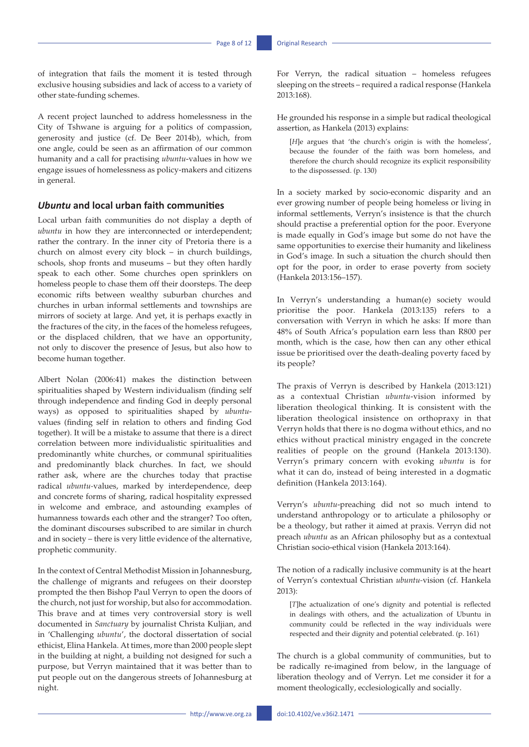of integration that fails the moment it is tested through exclusive housing subsidies and lack of access to a variety of other state-funding schemes.

A recent project launched to address homelessness in the City of Tshwane is arguing for a politics of compassion, generosity and justice (cf. De Beer 2014b), which, from one angle, could be seen as an affirmation of our common humanity and a call for practising *ubuntu*-values in how we engage issues of homelessness as policy-makers and citizens in general.

### *Ubuntu* and local urban faith communities

Local urban faith communities do not display a depth of *ubuntu* in how they are interconnected or interdependent; rather the contrary. In the inner city of Pretoria there is a church on almost every city block – in church buildings, schools, shop fronts and museums – but they often hardly speak to each other. Some churches open sprinklers on homeless people to chase them off their doorsteps. The deep economic rifts between wealthy suburban churches and churches in urban informal settlements and townships are mirrors of society at large. And yet, it is perhaps exactly in the fractures of the city, in the faces of the homeless refugees, or the displaced children, that we have an opportunity, not only to discover the presence of Jesus, but also how to become human together.

Albert Nolan (2006:41) makes the distinction between spiritualities shaped by Western individualism (finding self through independence and finding God in deeply personal ways) as opposed to spiritualities shaped by *ubuntu*-values (finding self in relation to others and finding God together). It will be a mistake to assume that there is a direct correlation between more individualistic spiritualities and predominantly white churches, or communal spiritualities and predominantly black churches. In fact, we should rather ask, where are the churches today that practise radical *ubuntu*-values, marked by interdependence, deep and concrete forms of sharing, radical hospitality expressed in welcome and embrace, and astounding examples of humanness towards each other and the stranger? Too often, the dominant discourses subscribed to are similar in church and in society – there is very little evidence of the alternative, prophetic community.

In the context of Central Methodist Mission in Johannesburg, the challenge of migrants and refugees on their doorstep prompted the then Bishop Paul Verryn to open the doors of the church, not just for worship, but also for accommodation. This brave and at times very controversial story is well documented in *Sanctuary* by journalist Christa Kuljian, and in 'Challenging *ubuntu*', the doctoral dissertation of social ethicist, Elina Hankela. At times, more than 2000 people slept in the building at night, a building not designed for such a purpose, but Verryn maintained that it was better than to put people out on the dangerous streets of Johannesburg at night.

For Verryn, the radical situation – homeless refugees sleeping on the streets – required a radical response (Hankela 2013:168).

He grounded his response in a simple but radical theological assertion, as Hankela (2013) explains:

> [*H*]e argues that 'the church's origin is with the homeless', because the founder of the faith was born homeless, and therefore the church should recognize its explicit responsibility to the dispossessed. (p. 130)

In a society marked by socio-economic disparity and an ever growing number of people being homeless or living in informal settlements, Verryn's insistence is that the church should practise a preferential option for the poor. Everyone is made equally in God's image but some do not have the same opportunities to exercise their humanity and likeliness in God's image. In such a situation the church should then opt for the poor, in order to erase poverty from society (Hankela 2013:156–157).

In Verryn's understanding a human(e) society would prioritise the poor. Hankela (2013:135) refers to a conversation with Verryn in which he asks: If more than 48% of South Africa's population earn less than R800 per month, which is the case, how then can any other ethical issue be prioritised over the death-dealing poverty faced by its people?

The praxis of Verryn is described by Hankela (2013:121) as a contextual Christian *ubuntu*-vision informed by liberation theological thinking. It is consistent with the liberation theological insistence on orthopraxy in that Verryn holds that there is no dogma without ethics, and no ethics without practical ministry engaged in the concrete realities of people on the ground (Hankela 2013:130). Verryn's primary concern with evoking *ubuntu* is for what it can do, instead of being interested in a dogmatic definition (Hankela 2013:164).

Verryn's *ubuntu*-preaching did not so much intend to understand anthropology or to articulate a philosophy or be a theology, but rather it aimed at praxis. Verryn did not preach *ubuntu* as an African philosophy but as a contextual Christian socio-ethical vision (Hankela 2013:164).

The notion of a radically inclusive community is at the heart of Verryn's contextual Christian *ubuntu*-vision (cf. Hankela 2013):

> [*T*]he actualization of one's dignity and potential is reflected in dealings with others, and the actualization of Ubuntu in community could be reflected in the way individuals were respected and their dignity and potential celebrated. (p. 161)

The church is a global community of communities, but to be radically re-imagined from below, in the language of liberation theology and of Verryn. Let me consider it for a moment theologically, ecclesiologically and socially.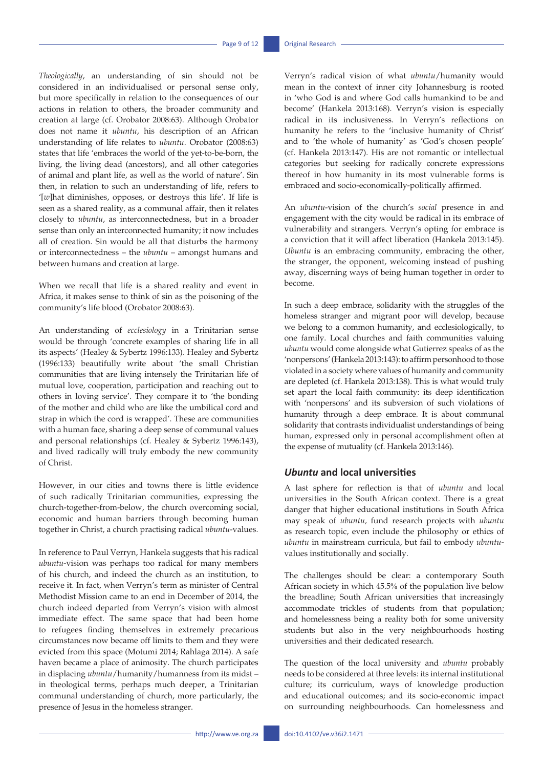*Theologically*, an understanding of sin should not be considered in an individualised or personal sense only, but more specifically in relation to the consequences of our actions in relation to others, the broader community and creation at large (cf. Orobator 2008:63). Although Orobator does not name it *ubuntu*, his description of an African understanding of life relates to *ubuntu*. Orobator (2008:63) states that life 'embraces the world of the yet-to-be-born, the living, the living dead (ancestors), and all other categories of animal and plant life, as well as the world of nature'. Sin then, in relation to such an understanding of life, refers to '[*w*]hat diminishes, opposes, or destroys this life'. If life is seen as a shared reality, as a communal affair, then it relates closely to *ubuntu*, as interconnectedness, but in a broader sense than only an interconnected humanity; it now includes all of creation. Sin would be all that disturbs the harmony or interconnectedness – the *ubuntu* – amongst humans and between humans and creation at large.

When we recall that life is a shared reality and event in Africa, it makes sense to think of sin as the poisoning of the community's life blood (Orobator 2008:63).

An understanding of *ecclesiology* in a Trinitarian sense would be through 'concrete examples of sharing life in all its aspects' (Healey & Sybertz 1996:133). Healey and Sybertz (1996:133) beautifully write about 'the small Christian communities that are living intensely the Trinitarian life of mutual love, cooperation, participation and reaching out to others in loving service'. They compare it to 'the bonding of the mother and child who are like the umbilical cord and strap in which the cord is wrapped'. These are communities with a human face, sharing a deep sense of communal values and personal relationships (cf. Healey & Sybertz 1996:143), and lived radically will truly embody the new community of Christ.

However, in our cities and towns there is little evidence of such radically Trinitarian communities, expressing the church-together-from-below, the church overcoming social, economic and human barriers through becoming human together in Christ, a church practising radical *ubuntu*-values.

In reference to Paul Verryn, Hankela suggests that his radical *ubuntu*-vision was perhaps too radical for many members of his church, and indeed the church as an institution, to receive it. In fact, when Verryn's term as minister of Central Methodist Mission came to an end in December of 2014, the church indeed departed from Verryn's vision with almost immediate effect. The same space that had been home to refugees finding themselves in extremely precarious circumstances now became off limits to them and they were evicted from this space (Motumi 2014; Rahlaga 2014). A safe haven became a place of animosity. The church participates in displacing *ubuntu*/humanity/humanness from its midst – in theological terms, perhaps much deeper, a Trinitarian communal understanding of church, more particularly, the presence of Jesus in the homeless stranger.

Verryn's radical vision of what *ubuntu*/humanity would mean in the context of inner city Johannesburg is rooted in 'who God is and where God calls humankind to be and become' (Hankela 2013:168). Verryn's vision is especially radical in its inclusiveness. In Verryn's reflections on humanity he refers to the 'inclusive humanity of Christ' and to 'the whole of humanity' as 'God's chosen people' (cf. Hankela 2013:147). His are not romantic or intellectual categories but seeking for radically concrete expressions thereof in how humanity in its most vulnerable forms is embraced and socio-economically-politically affirmed.

An *ubuntu*-vision of the church's *social* presence in and engagement with the city would be radical in its embrace of vulnerability and strangers. Verryn's opting for embrace is a conviction that it will affect liberation (Hankela 2013:145). *Ubuntu* is an embracing community, embracing the other, the stranger, the opponent, welcoming instead of pushing away, discerning ways of being human together in order to become.

In such a deep embrace, solidarity with the struggles of the homeless stranger and migrant poor will develop, because we belong to a common humanity, and ecclesiologically, to one family. Local churches and faith communities valuing *ubuntu* would come alongside what Gutierrez speaks of as the 'nonpersons' (Hankela 2013:143): to affirm personhood to those violated in a society where values of humanity and community are depleted (cf. Hankela 2013:138). This is what would truly set apart the local faith community: its deep identification with 'nonpersons' and its subversion of such violations of humanity through a deep embrace. It is about communal solidarity that contrasts individualist understandings of being human, expressed only in personal accomplishment often at the expense of mutuality (cf. Hankela 2013:146).

## *Ubuntu* and local universities

A last sphere for reflection is that of *ubuntu* and local universities in the South African context. There is a great danger that higher educational institutions in South Africa may speak of *ubuntu,* fund research projects with *ubuntu* as research topic, even include the philosophy or ethics of *ubuntu* in mainstream curricula, but fail to embody *ubuntu*-values institutionally and socially.

The challenges should be clear: a contemporary South African society in which 45.5% of the population live below the breadline; South African universities that increasingly accommodate trickles of students from that population; and homelessness being a reality both for some university students but also in the very neighbourhoods hosting universities and their dedicated research.

The question of the local university and *ubuntu* probably needs to be considered at three levels: its internal institutional culture; its curriculum, ways of knowledge production and educational outcomes; and its socio-economic impact on surrounding neighbourhoods. Can homelessness and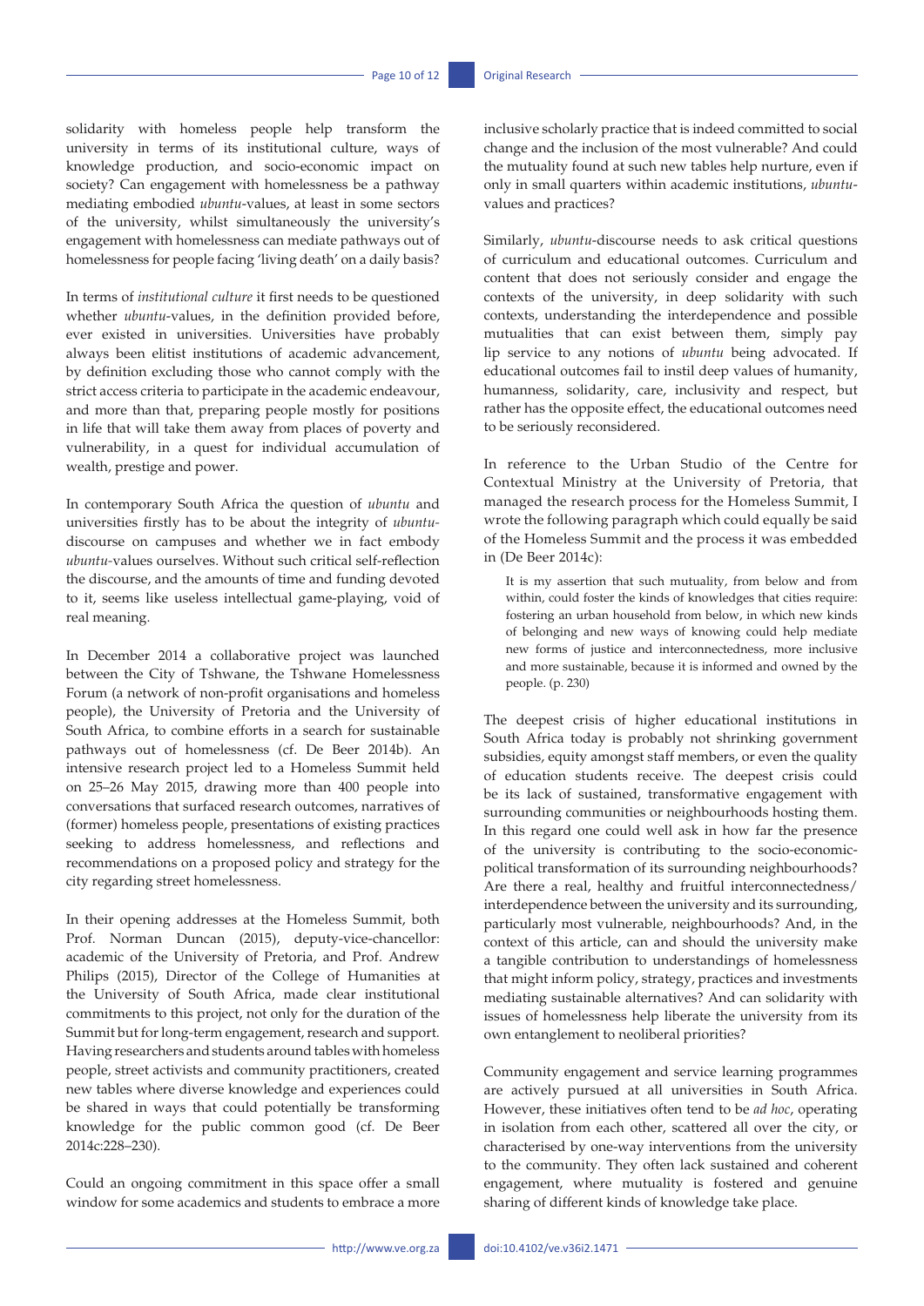solidarity with homeless people help transform the university in terms of its institutional culture, ways of knowledge production, and socio-economic impact on society? Can engagement with homelessness be a pathway mediating embodied *ubuntu*-values, at least in some sectors of the university, whilst simultaneously the university's engagement with homelessness can mediate pathways out of homelessness for people facing 'living death' on a daily basis?

In terms of *institutional culture* it first needs to be questioned whether *ubuntu*-values, in the definition provided before, ever existed in universities. Universities have probably always been elitist institutions of academic advancement, by definition excluding those who cannot comply with the strict access criteria to participate in the academic endeavour, and more than that, preparing people mostly for positions in life that will take them away from places of poverty and vulnerability, in a quest for individual accumulation of wealth, prestige and power.

In contemporary South Africa the question of *ubuntu* and universities firstly has to be about the integrity of *ubuntu*-discourse on campuses and whether we in fact embody *ubuntu*-values ourselves. Without such critical self-reflection the discourse, and the amounts of time and funding devoted to it, seems like useless intellectual game-playing, void of real meaning.

In December 2014 a collaborative project was launched between the City of Tshwane, the Tshwane Homelessness Forum (a network of non-profit organisations and homeless people), the University of Pretoria and the University of South Africa, to combine efforts in a search for sustainable pathways out of homelessness (cf. De Beer 2014b). An intensive research project led to a Homeless Summit held on 25–26 May 2015, drawing more than 400 people into conversations that surfaced research outcomes, narratives of (former) homeless people, presentations of existing practices seeking to address homelessness, and reflections and recommendations on a proposed policy and strategy for the city regarding street homelessness.

In their opening addresses at the Homeless Summit, both Prof. Norman Duncan (2015), deputy-vice-chancellor: academic of the University of Pretoria, and Prof. Andrew Philips (2015), Director of the College of Humanities at the University of South Africa, made clear institutional commitments to this project, not only for the duration of the Summit but for long-term engagement, research and support. Having researchers and students around tables with homeless people, street activists and community practitioners, created new tables where diverse knowledge and experiences could be shared in ways that could potentially be transforming knowledge for the public common good (cf. De Beer 2014c:228–230).

Could an ongoing commitment in this space offer a small window for some academics and students to embrace a more inclusive scholarly practice that is indeed committed to social change and the inclusion of the most vulnerable? And could the mutuality found at such new tables help nurture, even if only in small quarters within academic institutions, *ubuntu*-values and practices?

Similarly, *ubuntu*-discourse needs to ask critical questions of curriculum and educational outcomes. Curriculum and content that does not seriously consider and engage the contexts of the university, in deep solidarity with such contexts, understanding the interdependence and possible mutualities that can exist between them, simply pay lip service to any notions of *ubuntu* being advocated. If educational outcomes fail to instil deep values of humanity, humanness, solidarity, care, inclusivity and respect, but rather has the opposite effect, the educational outcomes need to be seriously reconsidered.

In reference to the Urban Studio of the Centre for Contextual Ministry at the University of Pretoria, that managed the research process for the Homeless Summit, I wrote the following paragraph which could equally be said of the Homeless Summit and the process it was embedded in (De Beer 2014c):

> It is my assertion that such mutuality, from below and from within, could foster the kinds of knowledges that cities require: fostering an urban household from below, in which new kinds of belonging and new ways of knowing could help mediate new forms of justice and interconnectedness, more inclusive and more sustainable, because it is informed and owned by the people. (p. 230)

The deepest crisis of higher educational institutions in South Africa today is probably not shrinking government subsidies, equity amongst staff members, or even the quality of education students receive. The deepest crisis could be its lack of sustained, transformative engagement with surrounding communities or neighbourhoods hosting them. In this regard one could well ask in how far the presence of the university is contributing to the socio-economic-political transformation of its surrounding neighbourhoods? Are there a real, healthy and fruitful interconnectedness/interdependence between the university and its surrounding, particularly most vulnerable, neighbourhoods? And, in the context of this article, can and should the university make a tangible contribution to understandings of homelessness that might inform policy, strategy, practices and investments mediating sustainable alternatives? And can solidarity with issues of homelessness help liberate the university from its own entanglement to neoliberal priorities?

Community engagement and service learning programmes are actively pursued at all universities in South Africa. However, these initiatives often tend to be *ad hoc*, operating in isolation from each other, scattered all over the city, or characterised by one-way interventions from the university to the community. They often lack sustained and coherent engagement, where mutuality is fostered and genuine sharing of different kinds of knowledge take place.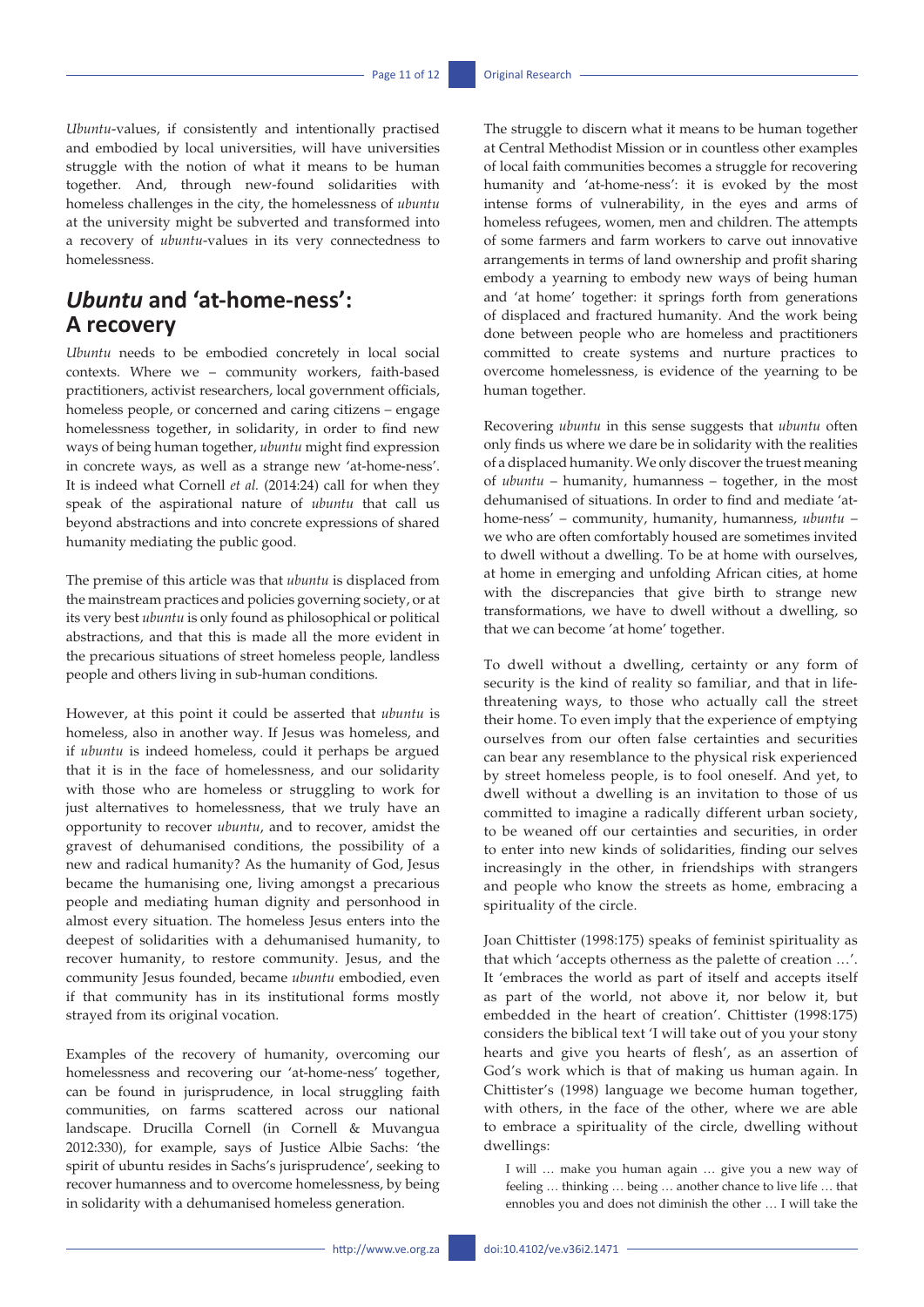*Ubuntu*-values, if consistently and intentionally practised and embodied by local universities, will have universities struggle with the notion of what it means to be human together. And, through new-found solidarities with homeless challenges in the city, the homelessness of *ubuntu* at the university might be subverted and transformed into a recovery of *ubuntu*-values in its very connectedness to homelessness.

## *Ubuntu* and 'at-home-ness': A recovery

*Ubuntu* needs to be embodied concretely in local social contexts. Where we – community workers, faith-based practitioners, activist researchers, local government officials, homeless people, or concerned and caring citizens – engage homelessness together, in solidarity, in order to find new ways of being human together, *ubuntu* might find expression in concrete ways, as well as a strange new 'at-home-ness'. It is indeed what Cornell *et al.* (2014:24) call for when they speak of the aspirational nature of *ubuntu* that call us beyond abstractions and into concrete expressions of shared humanity mediating the public good.

The premise of this article was that *ubuntu* is displaced from the mainstream practices and policies governing society, or at its very best *ubuntu* is only found as philosophical or political abstractions, and that this is made all the more evident in the precarious situations of street homeless people, landless people and others living in sub-human conditions.

However, at this point it could be asserted that *ubuntu* is homeless, also in another way. If Jesus was homeless, and if *ubuntu* is indeed homeless, could it perhaps be argued that it is in the face of homelessness, and our solidarity with those who are homeless or struggling to work for just alternatives to homelessness, that we truly have an opportunity to recover *ubuntu*, and to recover, amidst the gravest of dehumanised conditions, the possibility of a new and radical humanity? As the humanity of God, Jesus became the humanising one, living amongst a precarious people and mediating human dignity and personhood in almost every situation. The homeless Jesus enters into the deepest of solidarities with a dehumanised humanity, to recover humanity, to restore community. Jesus, and the community Jesus founded, became *ubuntu* embodied, even if that community has in its institutional forms mostly strayed from its original vocation.

Examples of the recovery of humanity, overcoming our homelessness and recovering our 'at-home-ness' together, can be found in jurisprudence, in local struggling faith communities, on farms scattered across our national landscape. Drucilla Cornell (in Cornell & Muvangua 2012:330), for example, says of Justice Albie Sachs: 'the spirit of ubuntu resides in Sachs's jurisprudence', seeking to recover humanness and to overcome homelessness, by being in solidarity with a dehumanised homeless generation.

The struggle to discern what it means to be human together at Central Methodist Mission or in countless other examples of local faith communities becomes a struggle for recovering humanity and 'at-home-ness': it is evoked by the most intense forms of vulnerability, in the eyes and arms of homeless refugees, women, men and children. The attempts of some farmers and farm workers to carve out innovative arrangements in terms of land ownership and profit sharing embody a yearning to embody new ways of being human and 'at home' together: it springs forth from generations of displaced and fractured humanity. And the work being done between people who are homeless and practitioners committed to create systems and nurture practices to overcome homelessness, is evidence of the yearning to be human together.

Recovering *ubuntu* in this sense suggests that *ubuntu* often only finds us where we dare be in solidarity with the realities of a displaced humanity. We only discover the truest meaning of *ubuntu* – humanity, humanness – together, in the most dehumanised of situations. In order to find and mediate 'at-home-ness' – community, humanity, humanness, *ubuntu* – we who are often comfortably housed are sometimes invited to dwell without a dwelling. To be at home with ourselves, at home in emerging and unfolding African cities, at home with the discrepancies that give birth to strange new transformations, we have to dwell without a dwelling, so that we can become 'at home' together.

To dwell without a dwelling, certainty or any form of security is the kind of reality so familiar, and that in life-threatening ways, to those who actually call the street their home. To even imply that the experience of emptying ourselves from our often false certainties and securities can bear any resemblance to the physical risk experienced by street homeless people, is to fool oneself. And yet, to dwell without a dwelling is an invitation to those of us committed to imagine a radically different urban society, to be weaned off our certainties and securities, in order to enter into new kinds of solidarities, finding our selves increasingly in the other, in friendships with strangers and people who know the streets as home, embracing a spirituality of the circle.

Joan Chittister (1998:175) speaks of feminist spirituality as that which 'accepts otherness as the palette of creation …'. It 'embraces the world as part of itself and accepts itself as part of the world, not above it, nor below it, but embedded in the heart of creation'. Chittister (1998:175) considers the biblical text 'I will take out of you your stony hearts and give you hearts of flesh', as an assertion of God's work which is that of making us human again. In Chittister's (1998) language we become human together, with others, in the face of the other, where we are able to embrace a spirituality of the circle, dwelling without dwellings:

> I will … make you human again … give you a new way of feeling … thinking … being … another chance to live life … that ennobles you and does not diminish the other … I will take the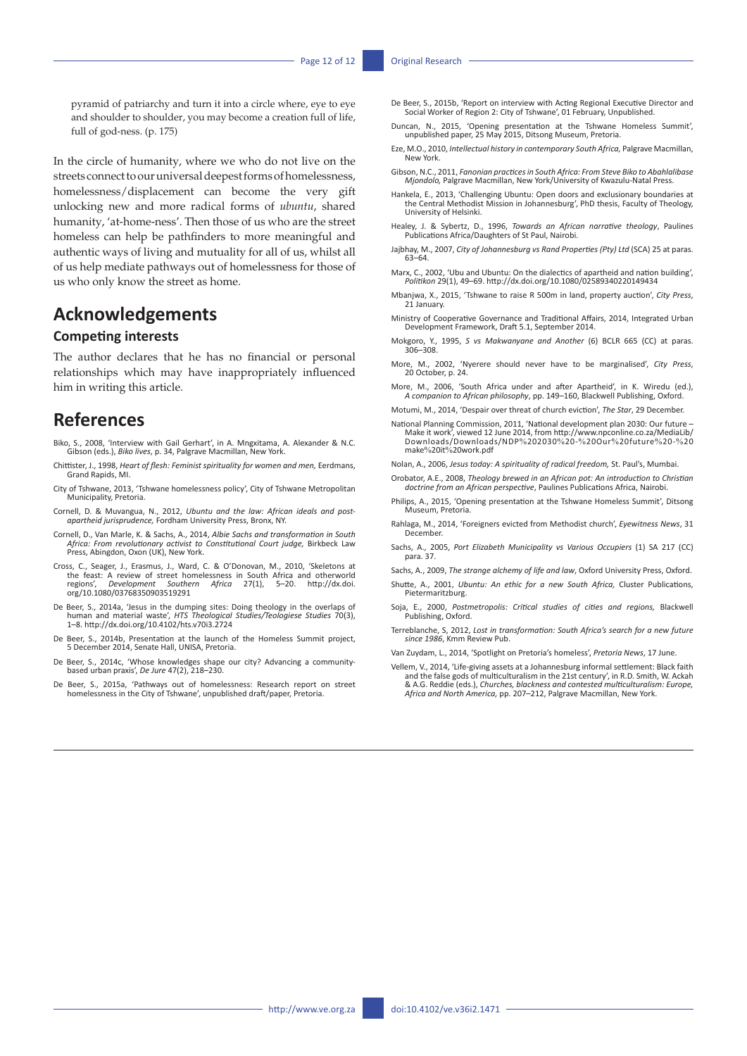pyramid of patriarchy and turn it into a circle where, eye to eye and shoulder to shoulder, you may become a creation full of life, full of god-ness. (p. 175)

In the circle of humanity, where we who do not live on the streets connect to our universal deepest forms of homelessness, homelessness/displacement can become the very gift unlocking new and more radical forms of *ubuntu*, shared humanity, 'at-home-ness'. Then those of us who are the street homeless can help be pathfinders to more meaningful and authentic ways of living and mutuality for all of us, whilst all of us help mediate pathways out of homelessness for those of us who only know the street as home.

# Acknowledgements

## Competing interests

The author declares that he has no financial or personal relationships which may have inappropriately influenced him in writing this article.

# References

Biko, S., 2008, 'Interview with Gail Gerhart', in A. Mngxitama, A. Alexander & N.C. Gibson (eds.), *Biko lives*, p. 34, Palgrave Macmillan, New York.

Chittister, J., 1998, *Heart of flesh: Feminist spirituality for women and men,* Eerdmans, Grand Rapids, MI.

City of Tshwane, 2013, 'Tshwane homelessness policy', City of Tshwane Metropolitan Municipality, Pretoria.

Cornell, D. & Muvangua, N., 2012, *Ubuntu and the law: African ideals and post-apartheid jurisprudence,* Fordham University Press, Bronx, NY.

Cornell, D., Van Marle, K. & Sachs, A., 2014, *Albie Sachs and transformation in South Africa: From revolutionary activist to Constitutional Court judge,* Birkbeck Law Press, Abingdon, Oxon (UK), New York.

Cross, C., Seager, J., Erasmus, J., Ward, C. & O'Donovan, M., 2010, 'Skeletons at the feast: A review of street homelessness in South Africa and otherworld regions', *Development Southern Africa* 27(1), 5–20. http://dx.doi.org/10.1080/03768350903519291

De Beer, S., 2014a, 'Jesus in the dumping sites: Doing theology in the overlaps of human and material waste', *HTS Theological Studies/Teologiese Studies* 70(3), 1–8. http://dx.doi.org/10.4102/hts.v70i3.2724

De Beer, S., 2014b, Presentation at the launch of the Homeless Summit project, 5 December 2014, Senate Hall, UNISA, Pretoria.

De Beer, S., 2014c, 'Whose knowledges shape our city? Advancing a community-based urban praxis', *De Jure* 47(2), 218–230.

De Beer, S., 2015a, 'Pathways out of homelessness: Research report on street homelessness in the City of Tshwane', unpublished draft/paper, Pretoria.

De Beer, S., 2015b, 'Report on interview with Acting Regional Executive Director and Social Worker of Region 2: City of Tshwane', 01 February, Unpublished.

Duncan, N., 2015, 'Opening presentation at the Tshwane Homeless Summit', unpublished paper, 25 May 2015, Ditsong Museum, Pretoria.

Eze, M.O., 2010, *Intellectual history in contemporary South Africa,* Palgrave Macmillan, New York.

Gibson, N.C., 2011, *Fanonian practices in South Africa: From Steve Biko to Abahlalibase Mjondolo,* Palgrave Macmillan, New York/University of Kwazulu-Natal Press.

Hankela, E., 2013, 'Challenging Ubuntu: Open doors and exclusionary boundaries at the Central Methodist Mission in Johannesburg', PhD thesis, Faculty of Theology, University of Helsinki.

Healey, J. & Sybertz, D., 1996, *Towards an African narrative theology*, Paulines Publications Africa/Daughters of St Paul, Nairobi.

Jajbhay, M., 2007, *City of Johannesburg vs Rand Properties (Pty) Ltd* (SCA) 25 at paras. 63–64.

Marx, C., 2002, 'Ubu and Ubuntu: On the dialectics of apartheid and nation building', *Politikon* 29(1), 49–69. http://dx.doi.org/10.1080/02589340220149434

Mbanjwa, X., 2015, 'Tshwane to raise R 500m in land, property auction', *City Press*, 21 January.

Ministry of Cooperative Governance and Traditional Affairs, 2014, Integrated Urban Development Framework, Draft 5.1, September 2014.

Mokgoro, Y., 1995, *S vs Makwanyane and Another* (6) BCLR 665 (CC) at paras. 306–308.

More, M., 2002, 'Nyerere should never have to be marginalised', *City Press*, 20 October, p. 24.

More, M., 2006, 'South Africa under and after Apartheid', in K. Wiredu (ed.), *A companion to African philosophy*, pp. 149–160, Blackwell Publishing, Oxford.

Motumi, M., 2014, 'Despair over threat of church eviction', *The Star*, 29 December.

National Planning Commission, 2011, 'National development plan 2030: Our future – Make it work', viewed 12 June 2014, from http://www.npconline.co.za/MediaLib/Downloads/Downloads/NDP%202030%20-%20Our%20future%20-%20make%20it%20work.pdf

Nolan, A., 2006, *Jesus today: A spirituality of radical freedom,* St. Paul's, Mumbai.

Orobator, A.E., 2008, *Theology brewed in an African pot: An introduction to Christian doctrine from an African perspective*, Paulines Publications Africa, Nairobi.

Philips, A., 2015, 'Opening presentation at the Tshwane Homeless Summit', Ditsong Museum, Pretoria.

Rahlaga, M., 2014, 'Foreigners evicted from Methodist church', *Eyewitness News*, 31 December.

Sachs, A., 2005, *Port Elizabeth Municipality vs Various Occupiers* (1) SA 217 (CC) para. 37.

Sachs, A., 2009, *The strange alchemy of life and law*, Oxford University Press, Oxford.

Shutte, A., 2001, *Ubuntu: An ethic for a new South Africa,* Cluster Publications, Pietermaritzburg.

Soja, E., 2000, *Postmetropolis: Critical studies of cities and regions,* Blackwell Publishing, Oxford.

Terreblanche, S, 2012, *Lost in transformation: South Africa's search for a new future since 1986*, Kmm Review Pub.

Van Zuydam, L., 2014, 'Spotlight on Pretoria's homeless', *Pretoria News*, 17 June.

Vellem, V., 2014, 'Life-giving assets at a Johannesburg informal settlement: Black faith and the false gods of multiculturalism in the 21st century', in R.D. Smith, W. Ackah & A.G. Reddie (eds.), *Churches, blackness and contested multiculturalism: Europe, Africa and North America,* pp. 207–212, Palgrave Macmillan, New York.